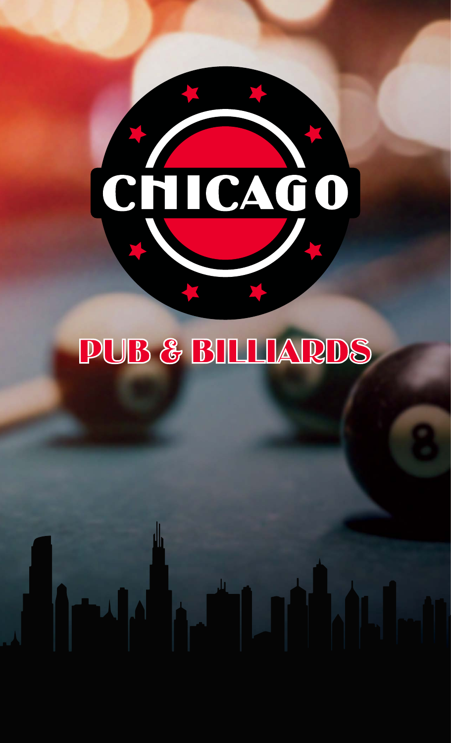# CHICAGO

## PUB & BILLIARDS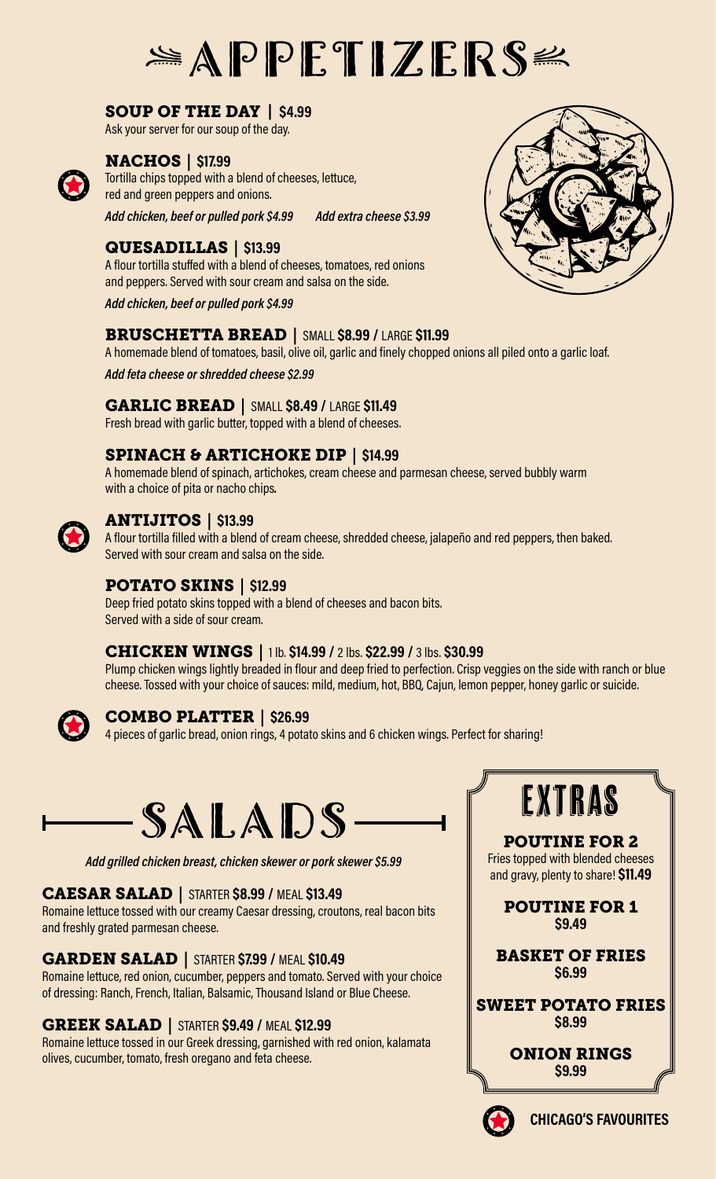# APPETIZERS

### SOUP OF THE DAY | $4.99

Ask your server for our soup of the day.

### NACHOS | $17.99

Tortilla chips topped with a blend of cheeses, lettuce, red and green peppers and onions.

*Add chicken, beef or pulled pork $4.99* *Add extra cheese $3.99*

### QUESADILLAS | $13.99

A flour tortilla stuffed with a blend of cheeses, tomatoes, red onions and peppers. Served with sour cream and salsa on the side.

*Add chicken, beef or pulled pork $4.99*

### BRUSCHETTA BREAD | SMALL $8.99 / LARGE $11.99

A homemade blend of tomatoes, basil, olive oil, garlic and finely chopped onions all piled onto a garlic loaf.

*Add feta cheese or shredded cheese $2.99*

### GARLIC BREAD | SMALL $8.49 / LARGE $11.49

Fresh bread with garlic butter, topped with a blend of cheeses.

### SPINACH & ARTICHOKE DIP | $14.99

A homemade blend of spinach, artichokes, cream cheese and parmesan cheese, served bubbly warm with a choice of pita or nacho chips.

### ANTIJITOS | $13.99

A flour tortilla filled with a blend of cream cheese, shredded cheese, jalapeño and red peppers, then baked. Served with sour cream and salsa on the side.

### POTATO SKINS | $12.99

Deep fried potato skins topped with a blend of cheeses and bacon bits. Served with a side of sour cream.

### CHICKEN WINGS | 1 lb. $14.99 / 2 lbs. $22.99 / 3 lbs. $30.99

Plump chicken wings lightly breaded in flour and deep fried to perfection. Crisp veggies on the side with ranch or blue cheese. Tossed with your choice of sauces: mild, medium, hot, BBQ, Cajun, lemon pepper, honey garlic or suicide.

### COMBO PLATTER | $26.99

4 pieces of garlic bread, onion rings, 4 potato skins and 6 chicken wings. Perfect for sharing!

# SALADS

*Add grilled chicken breast, chicken skewer or pork skewer $5.99*

### CAESAR SALAD | STARTER $8.99 / MEAL $13.49

Romaine lettuce tossed with our creamy Caesar dressing, croutons, real bacon bits and freshly grated parmesan cheese.

### GARDEN SALAD | STARTER $7.99 / MEAL $10.49

Romaine lettuce, red onion, cucumber, peppers and tomato. Served with your choice of dressing: Ranch, French, Italian, Balsamic, Thousand Island or Blue Cheese.

### GREEK SALAD | STARTER $9.49 / MEAL $12.99

Romaine lettuce tossed in our Greek dressing, garnished with red onion, kalamata olives, cucumber, tomato, fresh oregano and feta cheese.

# EXTRAS

### POUTINE FOR 2

Fries topped with blended cheeses and gravy, plenty to share! **$11.49**

### POUTINE FOR 1

**$9.49**

### BASKET OF FRIES

**$6.99**

### SWEET POTATO FRIES

**$8.99**

### ONION RINGS

**$9.99**

CHICAGO'S FAVOURITES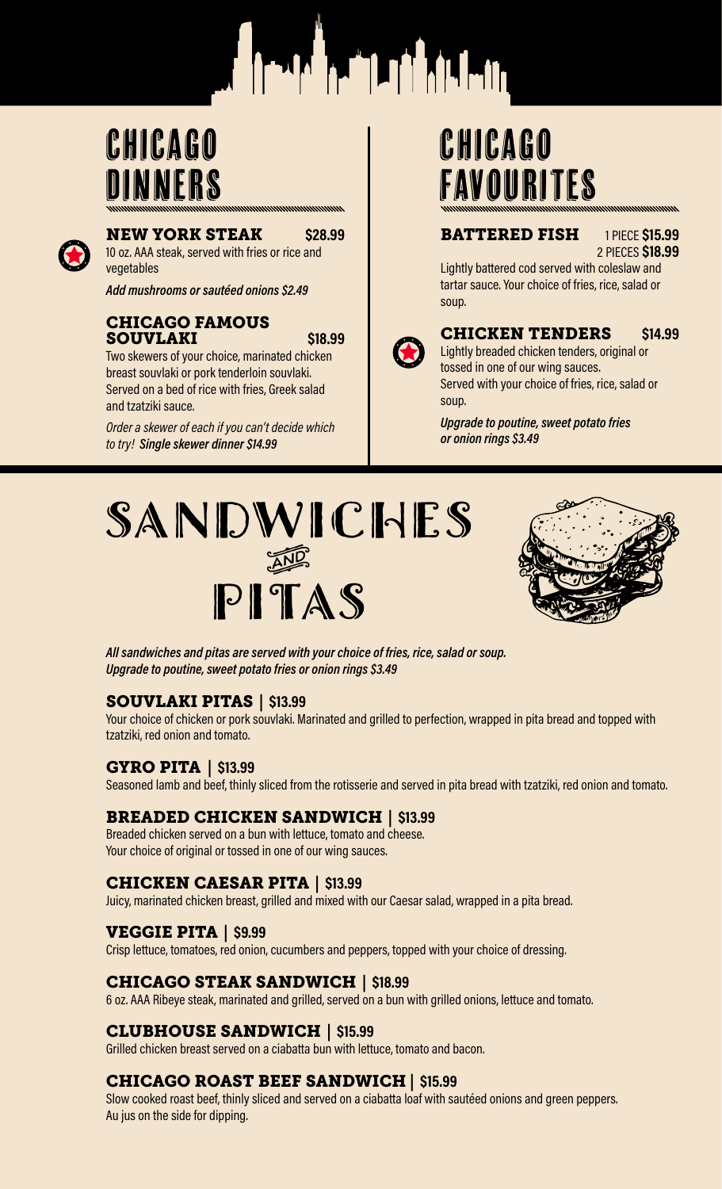# CHICAGO DINNERS

### NEW YORK STEAK $28.99

10 oz. AAA steak, served with fries or rice and vegetables

***Add mushrooms or sautéed onions $2.49***

### CHICAGO FAMOUS SOUVLAKI $18.99

Two skewers of your choice, marinated chicken breast souvlaki or pork tenderloin souvlaki. Served on a bed of rice with fries, Greek salad and tzatziki sauce.

*Order a skewer of each if you can't decide which to try!* ***Single skewer dinner $14.99***

# CHICAGO FAVOURITES

### BATTERED FISH 1 PIECE $15.99 / 2 PIECES $18.99

Lightly battered cod served with coleslaw and tartar sauce. Your choice of fries, rice, salad or soup.

### CHICKEN TENDERS $14.99

Lightly breaded chicken tenders, original or tossed in one of our wing sauces. Served with your choice of fries, rice, salad or soup.

***Upgrade to poutine, sweet potato fries or onion rings $3.49***

# SANDWICHES AND PITAS

***All sandwiches and pitas are served with your choice of fries, rice, salad or soup. Upgrade to poutine, sweet potato fries or onion rings $3.49***

### SOUVLAKI PITAS | $13.99

Your choice of chicken or pork souvlaki. Marinated and grilled to perfection, wrapped in pita bread and topped with tzatziki, red onion and tomato.

### GYRO PITA | $13.99

Seasoned lamb and beef, thinly sliced from the rotisserie and served in pita bread with tzatziki, red onion and tomato.

### BREADED CHICKEN SANDWICH | $13.99

Breaded chicken served on a bun with lettuce, tomato and cheese. Your choice of original or tossed in one of our wing sauces.

### CHICKEN CAESAR PITA | $13.99

Juicy, marinated chicken breast, grilled and mixed with our Caesar salad, wrapped in a pita bread.

### VEGGIE PITA | $9.99

Crisp lettuce, tomatoes, red onion, cucumbers and peppers, topped with your choice of dressing.

### CHICAGO STEAK SANDWICH | $18.99

6 oz. AAA Ribeye steak, marinated and grilled, served on a bun with grilled onions, lettuce and tomato.

### CLUBHOUSE SANDWICH | $15.99

Grilled chicken breast served on a ciabatta bun with lettuce, tomato and bacon.

### CHICAGO ROAST BEEF SANDWICH | $15.99

Slow cooked roast beef, thinly sliced and served on a ciabatta loaf with sautéed onions and green peppers. Au jus on the side for dipping.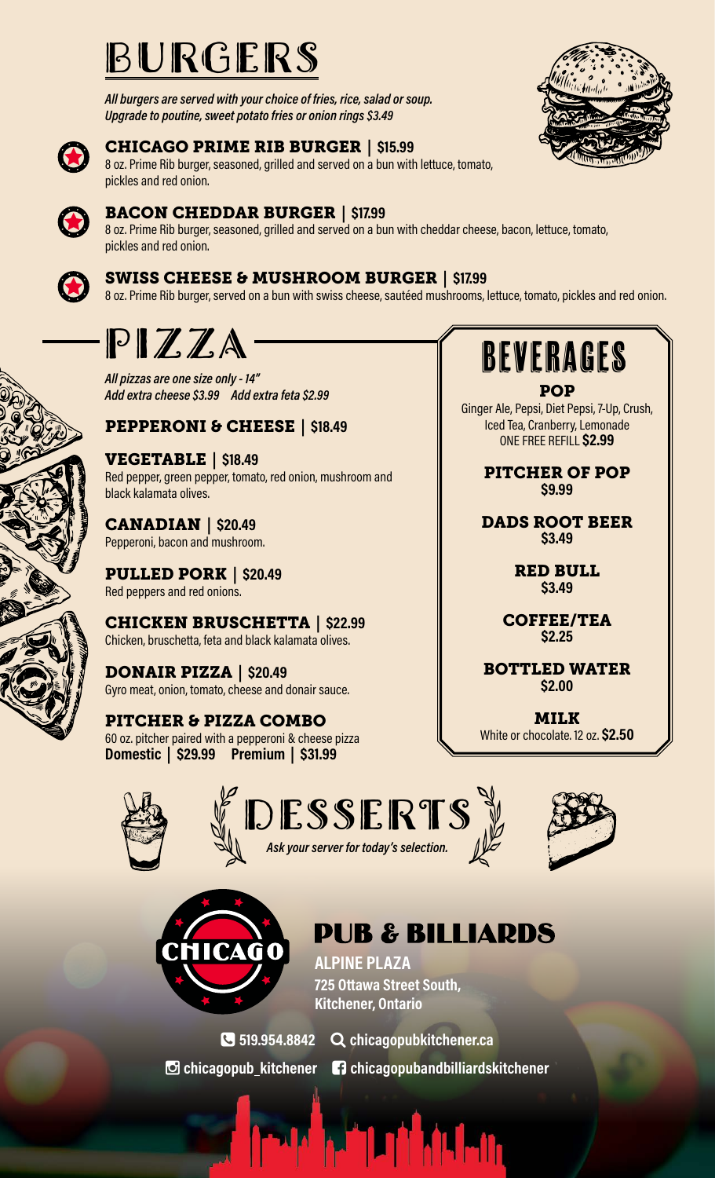# BURGERS

***All burgers are served with your choice of fries, rice, salad or soup.***
***Upgrade to poutine, sweet potato fries or onion rings $3.49***

### CHICAGO PRIME RIB BURGER | $15.99
8 oz. Prime Rib burger, seasoned, grilled and served on a bun with lettuce, tomato, pickles and red onion.

### BACON CHEDDAR BURGER | $17.99
8 oz. Prime Rib burger, seasoned, grilled and served on a bun with cheddar cheese, bacon, lettuce, tomato, pickles and red onion.

### SWISS CHEESE & MUSHROOM BURGER | $17.99
8 oz. Prime Rib burger, served on a bun with swiss cheese, sautéed mushrooms, lettuce, tomato, pickles and red onion.

# PIZZA

***All pizzas are one size only - 14"***
***Add extra cheese $3.99  Add extra feta $2.99***

### PEPPERONI & CHEESE | $18.49

### VEGETABLE | $18.49
Red pepper, green pepper, tomato, red onion, mushroom and black kalamata olives.

### CANADIAN | $20.49
Pepperoni, bacon and mushroom.

### PULLED PORK | $20.49
Red peppers and red onions.

### CHICKEN BRUSCHETTA | $22.99
Chicken, bruschetta, feta and black kalamata olives.

### DONAIR PIZZA | $20.49
Gyro meat, onion, tomato, cheese and donair sauce.

### PITCHER & PIZZA COMBO
60 oz. pitcher paired with a pepperoni & cheese pizza
**Domestic | $29.99  Premium | $31.99**

# BEVERAGES

### POP
Ginger Ale, Pepsi, Diet Pepsi, 7-Up, Crush, Iced Tea, Cranberry, Lemonade
ONE FREE REFILL **$2.99**

### PITCHER OF POP
$9.99

### DADS ROOT BEER
$3.49

### RED BULL
$3.49

### COFFEE/TEA
$2.25

### BOTTLED WATER
$2.00

### MILK
White or chocolate. 12 oz. **$2.50**

# DESSERTS

***Ask your server for today's selection.***

CHICAGO

## PUB & BILLIARDS

**ALPINE PLAZA**
**725 Ottawa Street South,**
**Kitchener, Ontario**

519.954.8842  chicagopubkitchener.ca
chicagopub_kitchener  chicagopubandbilliardskitchener